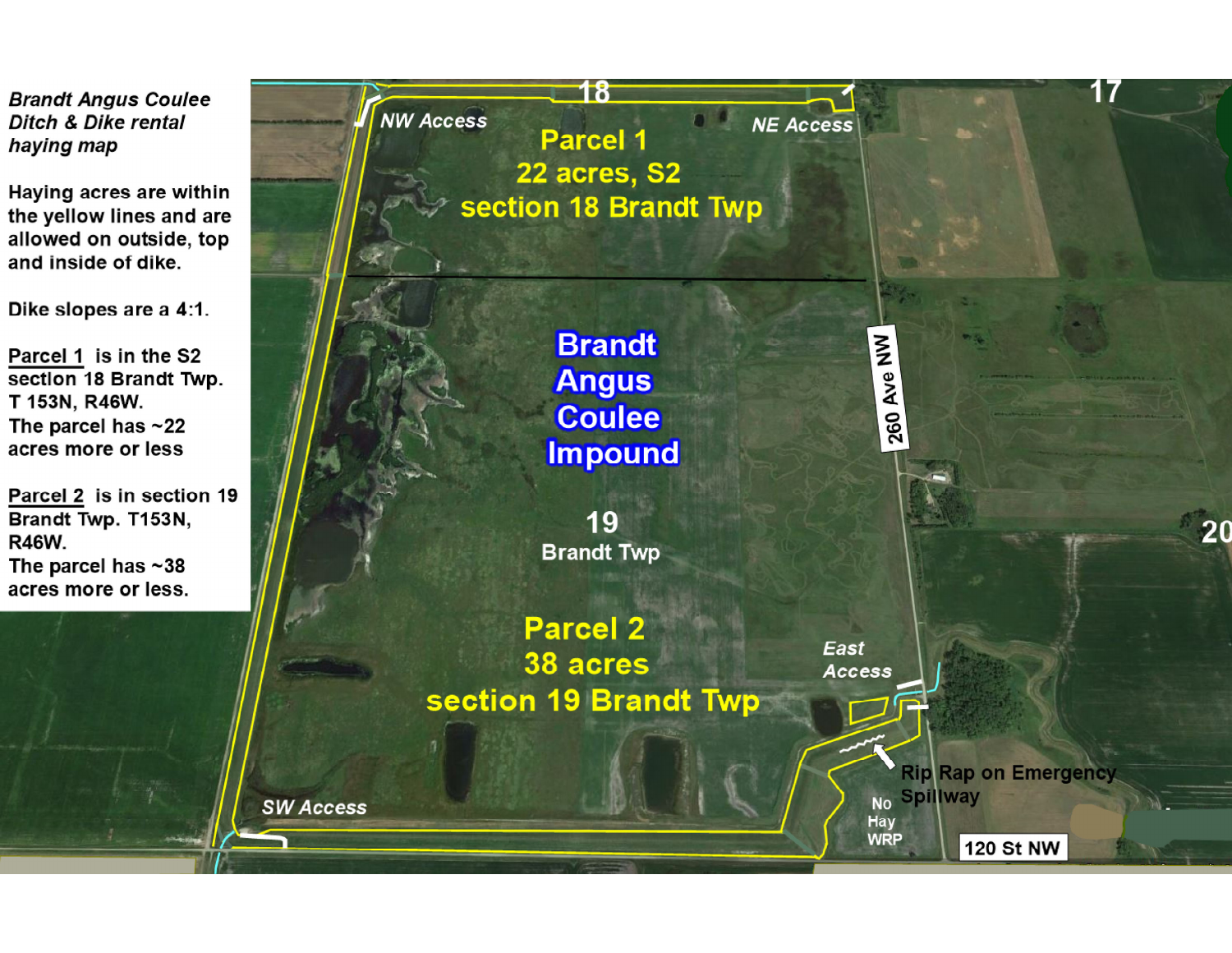*Brandt Angus Coulee Ditch & Dike rental haying map*

Haying acres are within the yellow lines and are allowed on outside, top and inside of dike.

Dike slopes are a 4:1.

Parcel 1 is in the S2 section 18 Brandt Twp. T 153N, R46W. The parcel has ~22 acres more or less

Parcel 2 is in section 19 Brandt Twp. T153N, R46W. The parcel has ~38 acres more or less.

18

17

*NW Access*

*NE Access*

Parcel 1
22 acres, S2
section 18 Brandt Twp

Brandt Angus Coulee Impound

260 Ave NW

19
Brandt Twp

20

Parcel 2
38 acres
section 19 Brandt Twp

*East Access*

Rip Rap on Emergency Spillway

No Hay WRP

*SW Access*

120 St NW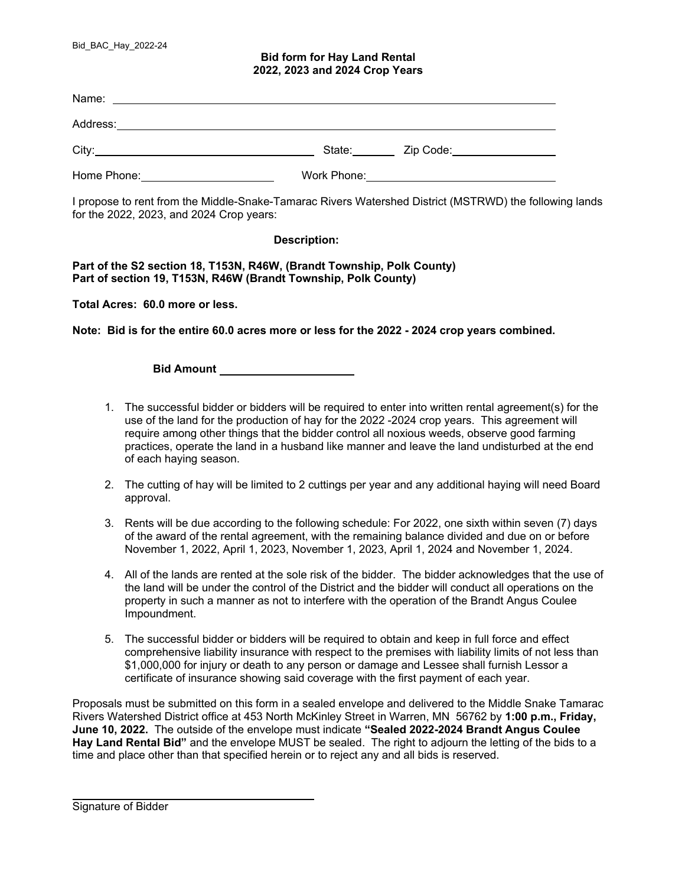Bid_BAC_Hay_2022-24

**Bid form for Hay Land Rental**
**2022, 2023 and 2024 Crop Years**

Name: ______________________________________________

Address: ______________________________________________

City: ______________________ State: ________ Zip Code: ______________

Home Phone: ______________________ Work Phone: ______________________

I propose to rent from the Middle-Snake-Tamarac Rivers Watershed District (MSTRWD) the following lands for the 2022, 2023, and 2024 Crop years:

**Description:**

**Part of the S2 section 18, T153N, R46W, (Brandt Township, Polk County)**
**Part of section 19, T153N, R46W (Brandt Township, Polk County)**

**Total Acres: 60.0 more or less.**

**Note: Bid is for the entire 60.0 acres more or less for the 2022 - 2024 crop years combined.**

**Bid Amount** ______________________

1. The successful bidder or bidders will be required to enter into written rental agreement(s) for the use of the land for the production of hay for the 2022 -2024 crop years. This agreement will require among other things that the bidder control all noxious weeds, observe good farming practices, operate the land in a husband like manner and leave the land undisturbed at the end of each haying season.

2. The cutting of hay will be limited to 2 cuttings per year and any additional haying will need Board approval.

3. Rents will be due according to the following schedule: For 2022, one sixth within seven (7) days of the award of the rental agreement, with the remaining balance divided and due on or before November 1, 2022, April 1, 2023, November 1, 2023, April 1, 2024 and November 1, 2024.

4. All of the lands are rented at the sole risk of the bidder. The bidder acknowledges that the use of the land will be under the control of the District and the bidder will conduct all operations on the property in such a manner as not to interfere with the operation of the Brandt Angus Coulee Impoundment.

5. The successful bidder or bidders will be required to obtain and keep in full force and effect comprehensive liability insurance with respect to the premises with liability limits of not less than $1,000,000 for injury or death to any person or damage and Lessee shall furnish Lessor a certificate of insurance showing said coverage with the first payment of each year.

Proposals must be submitted on this form in a sealed envelope and delivered to the Middle Snake Tamarac Rivers Watershed District office at 453 North McKinley Street in Warren, MN 56762 by **1:00 p.m., Friday, June 10, 2022.** The outside of the envelope must indicate **"Sealed 2022-2024 Brandt Angus Coulee Hay Land Rental Bid"** and the envelope MUST be sealed. The right to adjourn the letting of the bids to a time and place other than that specified herein or to reject any and all bids is reserved.

______________________________________
Signature of Bidder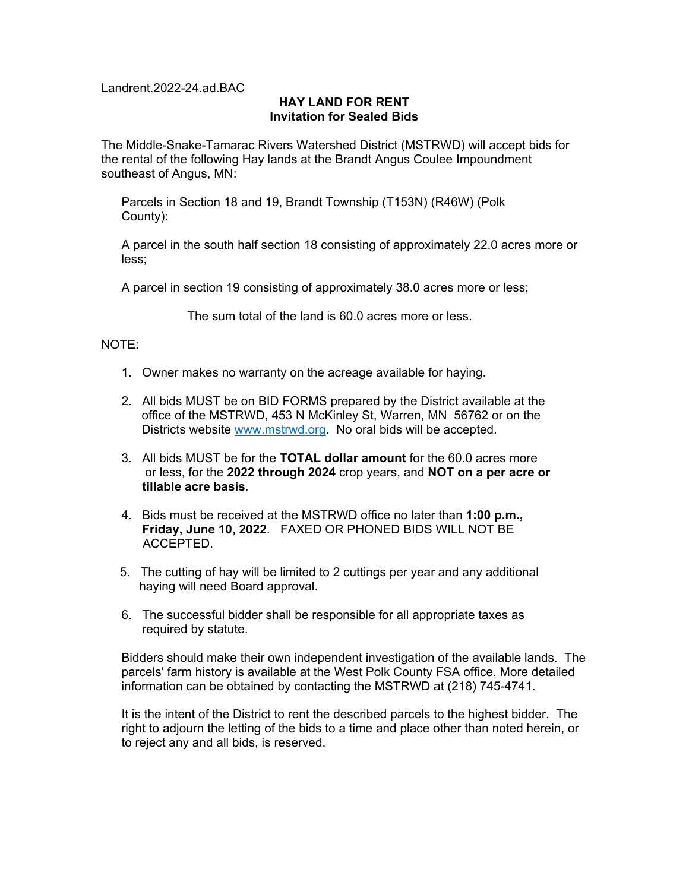Landrent.2022-24.ad.BAC

# HAY LAND FOR RENT
## Invitation for Sealed Bids

The Middle-Snake-Tamarac Rivers Watershed District (MSTRWD) will accept bids for the rental of the following Hay lands at the Brandt Angus Coulee Impoundment southeast of Angus, MN:

Parcels in Section 18 and 19, Brandt Township (T153N) (R46W) (Polk County):

A parcel in the south half section 18 consisting of approximately 22.0 acres more or less;

A parcel in section 19 consisting of approximately 38.0 acres more or less;

The sum total of the land is 60.0 acres more or less.

NOTE:

1. Owner makes no warranty on the acreage available for haying.

2. All bids MUST be on BID FORMS prepared by the District available at the office of the MSTRWD, 453 N McKinley St, Warren, MN 56762 or on the Districts website www.mstrwd.org. No oral bids will be accepted.

3. All bids MUST be for the **TOTAL dollar amount** for the 60.0 acres more or less, for the **2022 through 2024** crop years, and **NOT on a per acre or tillable acre basis**.

4. Bids must be received at the MSTRWD office no later than **1:00 p.m., Friday, June 10, 2022**. FAXED OR PHONED BIDS WILL NOT BE ACCEPTED.

5. The cutting of hay will be limited to 2 cuttings per year and any additional haying will need Board approval.

6. The successful bidder shall be responsible for all appropriate taxes as required by statute.

Bidders should make their own independent investigation of the available lands. The parcels' farm history is available at the West Polk County FSA office. More detailed information can be obtained by contacting the MSTRWD at (218) 745-4741.

It is the intent of the District to rent the described parcels to the highest bidder. The right to adjourn the letting of the bids to a time and place other than noted herein, or to reject any and all bids, is reserved.